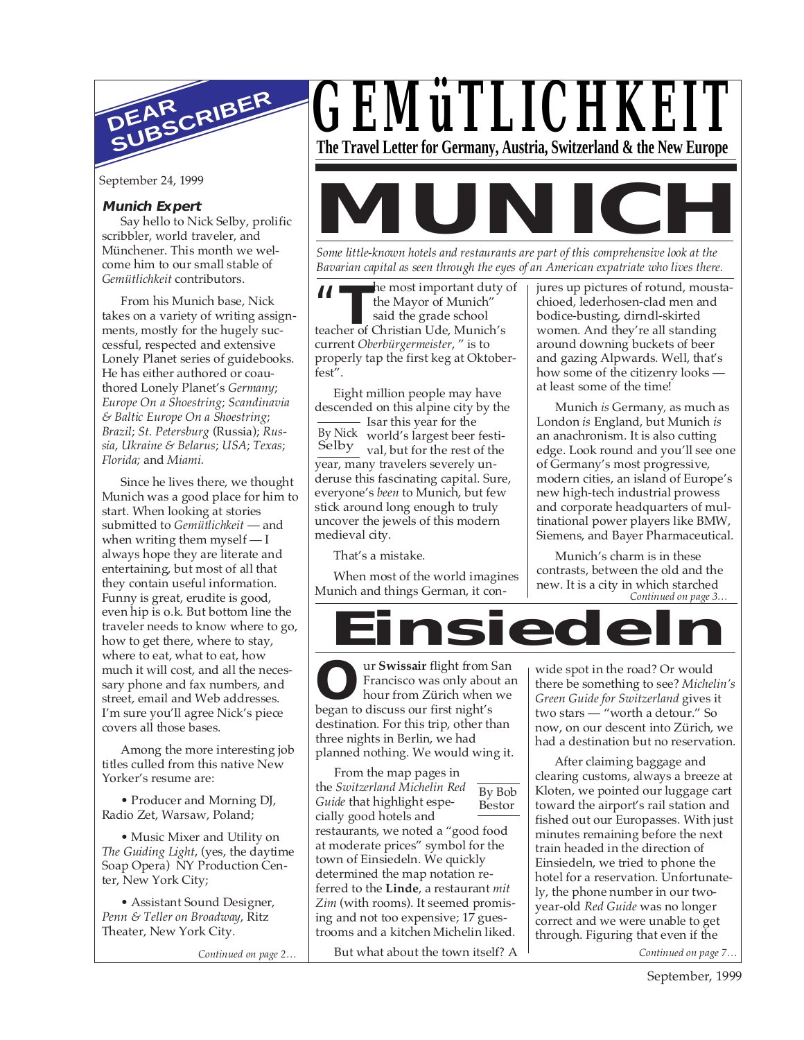# GEMüTLICHKEIT

**The Travel Letter for Germany, Austria, Switzerland & the New Europe**

## DEAR SUBSCRIBER

September 24, 1999

### Munich Expert

Say hello to Nick Selby, prolific scribbler, world traveler, and Münchener. This month we welcome him to our small stable of *Gemütlichkeit* contributors.

From his Munich base, Nick takes on a variety of writing assignments, mostly for the hugely successful, respected and extensive Lonely Planet series of guidebooks. He has either authored or coauthored Lonely Planet's *Germany*; *Europe On a Shoestring*; *Scandinavia & Baltic Europe On a Shoestring*; *Brazil*; *St. Petersburg* (Russia); *Russia, Ukraine & Belarus*; *USA*; *Texas*; *Florida;* and *Miami.*

Since he lives there, we thought Munich was a good place for him to start. When looking at stories submitted to *Gemütlichkeit* — and when writing them myself — I always hope they are literate and entertaining, but most of all that they contain useful information. Funny is great, erudite is good, even hip is o.k. But bottom line the traveler needs to know where to go, how to get there, where to stay, where to eat, what to eat, how much it will cost, and all the necessary phone and fax numbers, and street, email and Web addresses. I'm sure you'll agree Nick's piece covers all those bases.

Among the more interesting job titles culled from this native New Yorker's resume are:

• Producer and Morning DJ, Radio Zet, Warsaw, Poland;

• Music Mixer and Utility on *The Guiding Light*, (yes, the daytime Soap Opera) NY Production Center, New York City;

• Assistant Sound Designer, *Penn & Teller on Broadway*, Ritz Theater, New York City.

*Continued on page 2…*

# MUNICH

*Some little-known hotels and restaurants are part of this comprehensive look at the Bavarian capital as seen through the eyes of an American expatriate who lives there.*

By Nick Selby

"The most important duty of the Mayor of Munich" said the grade school teacher of Christian Ude, Munich's current *Oberbürgermeister*, " is to properly tap the first keg at Oktoberfest".

Eight million people may have descended on this alpine city by the Isar this year for the world's largest beer festival, but for the rest of the year, many travelers severely underuse this fascinating capital. Sure, everyone's *been* to Munich, but few stick around long enough to truly uncover the jewels of this modern medieval city.

That's a mistake.

When most of the world imagines Munich and things German, it conjures up pictures of rotund, moustachioed, lederhosen-clad men and bodice-busting, dirndl-skirted women. And they're all standing around downing buckets of beer and gazing Alpwards. Well, that's how some of the citizenry looks — at least some of the time!

Munich *is* Germany, as much as London *is* England, but Munich *is* an anachronism. It is also cutting edge. Look round and you'll see one of Germany's most progressive, modern cities, an island of Europe's new high-tech industrial prowess and corporate headquarters of multinational power players like BMW, Siemens, and Bayer Pharmaceutical.

Munich's charm is in these contrasts, between the old and the new. It is a city in which starched

*Continued on page 3…*

# Einsiedeln

By Bob Bestor

Our **Swissair** flight from San Francisco was only about an hour from Zürich when we began to discuss our first night's destination. For this trip, other than three nights in Berlin, we had planned nothing. We would wing it.

From the map pages in the *Switzerland Michelin Red Guide* that highlight especially good hotels and restaurants, we noted a "good food at moderate prices" symbol for the town of Einsiedeln. We quickly determined the map notation referred to the **Linde**, a restaurant *mit Zim* (with rooms). It seemed promising and not too expensive; 17 guestrooms and a kitchen Michelin liked.

But what about the town itself? A wide spot in the road? Or would there be something to see? *Michelin's Green Guide for Switzerland* gives it two stars — "worth a detour." So now, on our descent into Zürich, we had a destination but no reservation.

After claiming baggage and clearing customs, always a breeze at Kloten, we pointed our luggage cart toward the airport's rail station and fished out our Europasses. With just minutes remaining before the next train headed in the direction of Einsiedeln, we tried to phone the hotel for a reservation. Unfortunately, the phone number in our two-year-old *Red Guide* was no longer correct and we were unable to get through. Figuring that even if the

*Continued on page 7…*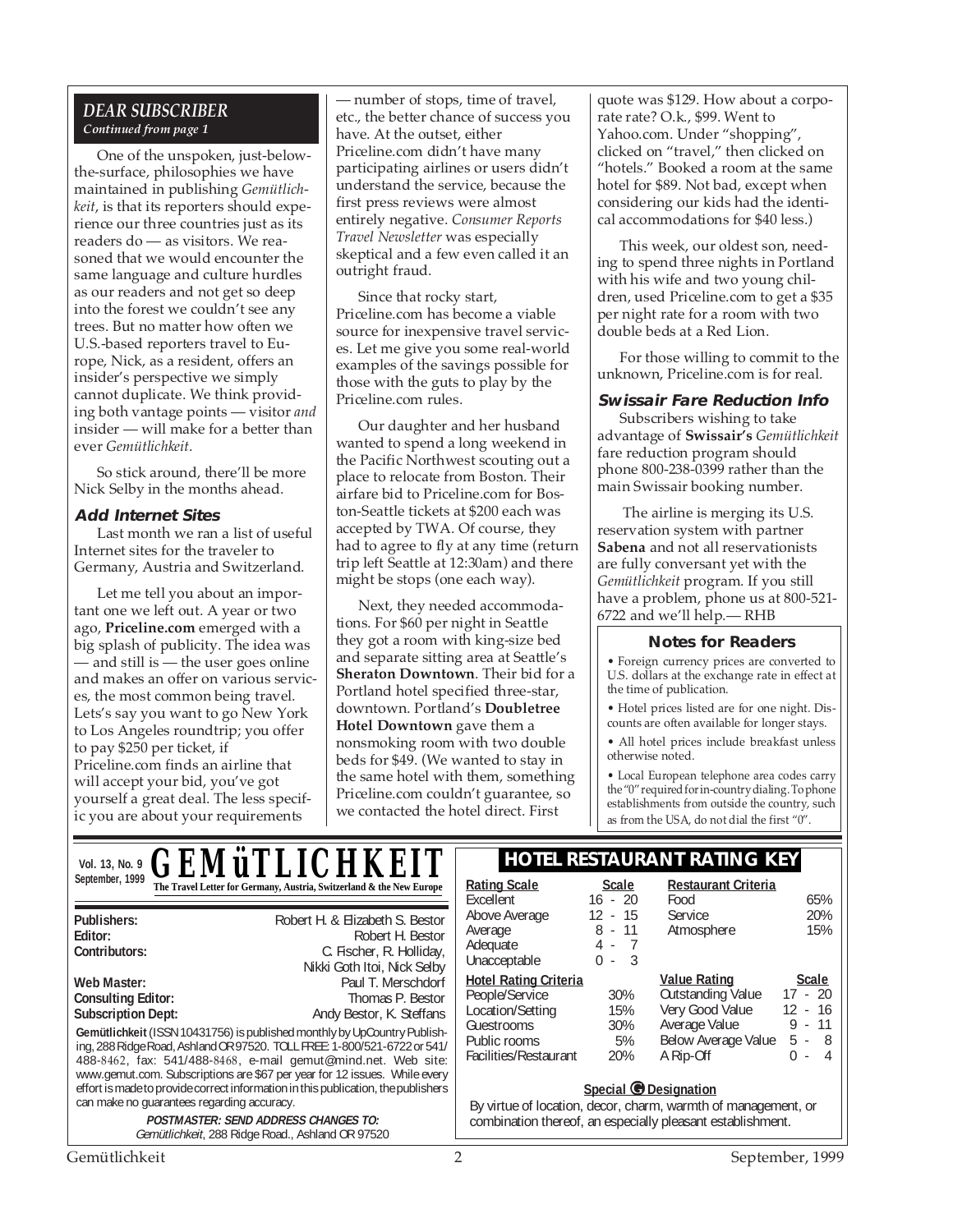## DEAR SUBSCRIBER

*Continued from page 1*

One of the unspoken, just-below-the-surface, philosophies we have maintained in publishing *Gemütlichkeit*, is that its reporters should experience our three countries just as its readers do — as visitors. We reasoned that we would encounter the same language and culture hurdles as our readers and not get so deep into the forest we couldn't see any trees. But no matter how often we U.S.-based reporters travel to Europe, Nick, as a resident, offers an insider's perspective we simply cannot duplicate. We think providing both vantage points — visitor *and* insider — will make for a better than ever *Gemütlichkeit*.

So stick around, there'll be more Nick Selby in the months ahead.

### Add Internet Sites

Last month we ran a list of useful Internet sites for the traveler to Germany, Austria and Switzerland.

Let me tell you about an important one we left out. A year or two ago, **Priceline.com** emerged with a big splash of publicity. The idea was — and still is — the user goes online and makes an offer on various services, the most common being travel. Lets's say you want to go New York to Los Angeles roundtrip; you offer to pay $250 per ticket, if Priceline.com finds an airline that will accept your bid, you've got yourself a great deal. The less specific you are about your requirements — number of stops, time of travel, etc., the better chance of success you have. At the outset, either Priceline.com didn't have many participating airlines or users didn't understand the service, because the first press reviews were almost entirely negative. *Consumer Reports Travel Newsletter* was especially skeptical and a few even called it an outright fraud.

Since that rocky start, Priceline.com has become a viable source for inexpensive travel services. Let me give you some real-world examples of the savings possible for those with the guts to play by the Priceline.com rules.

Our daughter and her husband wanted to spend a long weekend in the Pacific Northwest scouting out a place to relocate from Boston. Their airfare bid to Priceline.com for Boston-Seattle tickets at $200 each was accepted by TWA. Of course, they had to agree to fly at any time (return trip left Seattle at 12:30am) and there might be stops (one each way).

Next, they needed accommodations. For $60 per night in Seattle they got a room with king-size bed and separate sitting area at Seattle's **Sheraton Downtown**. Their bid for a Portland hotel specified three-star, downtown. Portland's **Doubletree Hotel Downtown** gave them a nonsmoking room with two double beds for $49. (We wanted to stay in the same hotel with them, something Priceline.com couldn't guarantee, so we contacted the hotel direct. First quote was $129. How about a corporate rate? O.k., $99. Went to Yahoo.com. Under "shopping", clicked on "travel," then clicked on "hotels." Booked a room at the same hotel for $89. Not bad, except when considering our kids had the identical accommodations for $40 less.)

This week, our oldest son, needing to spend three nights in Portland with his wife and two young children, used Priceline.com to get a $35 per night rate for a room with two double beds at a Red Lion.

For those willing to commit to the unknown, Priceline.com is for real.

### Swissair Fare Reduction Info

Subscribers wishing to take advantage of **Swissair's** *Gemütlichkeit* fare reduction program should phone 800-238-0399 rather than the main Swissair booking number.

The airline is merging its U.S. reservation system with partner **Sabena** and not all reservationists are fully conversant yet with the *Gemütlichkeit* program. If you still have a problem, phone us at 800-521-6722 and we'll help.— RHB

### Notes for Readers

- Foreign currency prices are converted to U.S. dollars at the exchange rate in effect at the time of publication.
- Hotel prices listed are for one night. Discounts are often available for longer stays.
- All hotel prices include breakfast unless otherwise noted.
- Local European telephone area codes carry the "0" required for in-country dialing. To phone establishments from outside the country, such as from the USA, do not dial the first "0".

---

## GEMüTLICHKEIT

**The Travel Letter for Germany, Austria, Switzerland & the New Europe**

Vol. 13, No. 9 — September, 1999

| | |
|---|---|
| **Publishers:** | Robert H. & Elizabeth S. Bestor |
| **Editor:** | Robert H. Bestor |
| **Contributors:** | C. Fischer, R. Holliday, Nikki Goth Itoi, Nick Selby |
| **Web Master:** | Paul T. Merschdorf |
| **Consulting Editor:** | Thomas P. Bestor |
| **Subscription Dept:** | Andy Bestor, K. Steffans |

**Gemütlichkeit** (ISSN 10431756) is published monthly by UpCountry Publishing, 288 Ridge Road, Ashland OR 97520. TOLL FREE: 1-800/521-6722 or 541/488-8462, fax: 541/488-8468, e-mail gemut@mind.net. Web site: www.gemut.com. Subscriptions are $67 per year for 12 issues. While every effort is made to provide correct information in this publication, the publishers can make no guarantees regarding accuracy.

**POSTMASTER: SEND ADDRESS CHANGES TO:**
*Gemütlichkeit*, 288 Ridge Road., Ashland OR 97520

## HOTEL RESTAURANT RATING KEY

| Rating Scale | Scale |
|---|---|
| Excellent | 16 - 20 |
| Above Average | 12 - 15 |
| Average | 8 - 11 |
| Adequate | 4 - 7 |
| Unacceptable | 0 - 3 |

| Restaurant Criteria | |
|---|---|
| Food | 65% |
| Service | 20% |
| Atmosphere | 15% |

| Hotel Rating Criteria | |
|---|---|
| People/Service | 30% |
| Location/Setting | 15% |
| Guestrooms | 30% |
| Public rooms | 5% |
| Facilities/Restaurant | 20% |

| Value Rating | Scale |
|---|---|
| Outstanding Value | 17 - 20 |
| Very Good Value | 12 - 16 |
| Average Value | 9 - 11 |
| Below Average Value | 5 - 8 |
| A Rip-Off | 0 - 4 |

**Special G Designation**

By virtue of location, decor, charm, warmth of management, or combination thereof, an especially pleasant establishment.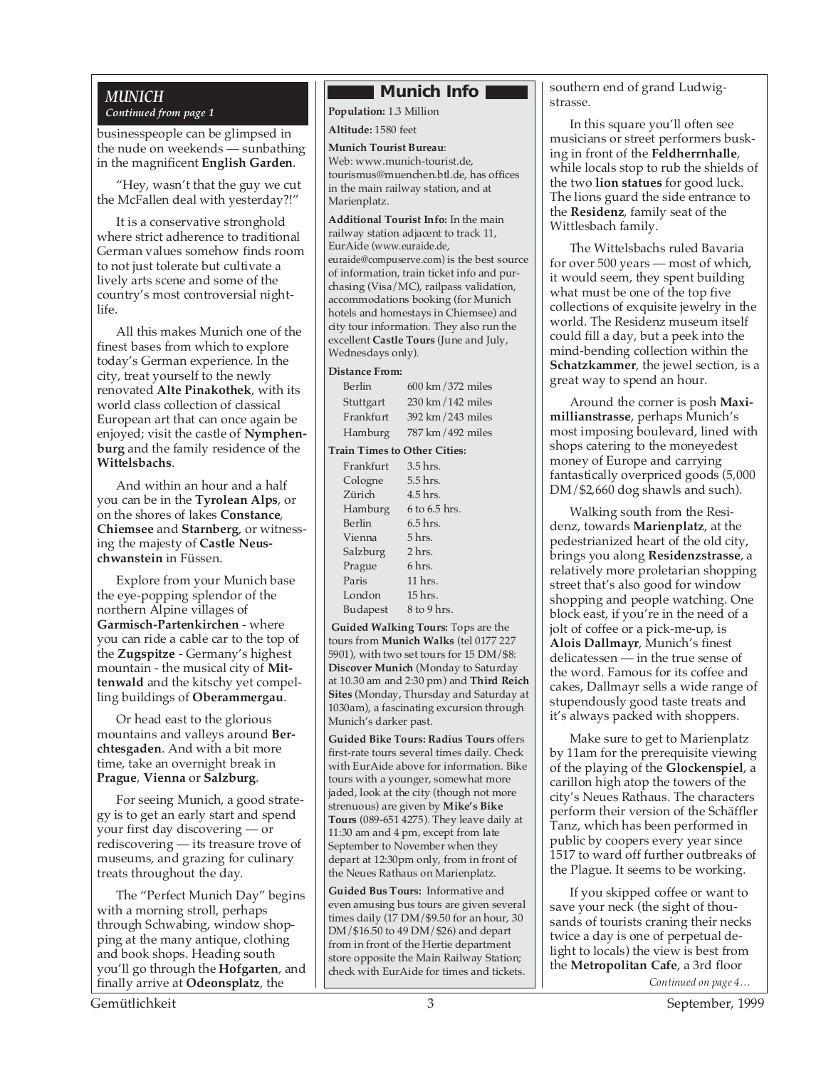## MUNICH

*Continued from page 1*

businesspeople can be glimpsed in the nude on weekends — sunbathing in the magnificent **English Garden**.

"Hey, wasn't that the guy we cut the McFallen deal with yesterday?!"

It is a conservative stronghold where strict adherence to traditional German values somehow finds room to not just tolerate but cultivate a lively arts scene and some of the country's most controversial nightlife.

All this makes Munich one of the finest bases from which to explore today's German experience. In the city, treat yourself to the newly renovated **Alte Pinakothek**, with its world class collection of classical European art that can once again be enjoyed; visit the castle of **Nymphenburg** and the family residence of the **Wittelsbachs**.

And within an hour and a half you can be in the **Tyrolean Alps**, or on the shores of lakes **Constance**, **Chiemsee** and **Starnberg**, or witnessing the majesty of **Castle Neuschwanstein** in Füssen.

Explore from your Munich base the eye-popping splendor of the northern Alpine villages of **Garmisch-Partenkirchen** - where you can ride a cable car to the top of the **Zugspitze** - Germany's highest mountain - the musical city of **Mittenwald** and the kitschy yet compelling buildings of **Oberammergau**.

Or head east to the glorious mountains and valleys around **Berchtesgaden**. And with a bit more time, take an overnight break in **Prague**, **Vienna** or **Salzburg**.

For seeing Munich, a good strategy is to get an early start and spend your first day discovering — or rediscovering — its treasure trove of museums, and grazing for culinary treats throughout the day.

The "Perfect Munich Day" begins with a morning stroll, perhaps through Schwabing, window shopping at the many antique, clothing and book shops. Heading south you'll go through the **Hofgarten**, and finally arrive at **Odeonsplatz**, the southern end of grand Ludwigstrasse.

In this square you'll often see musicians or street performers busking in front of the **Feldherrnhalle**, while locals stop to rub the shields of the two **lion statues** for good luck. The lions guard the side entrance to the **Residenz**, family seat of the Wittlesbach family.

The Wittelsbachs ruled Bavaria for over 500 years — most of which, it would seem, they spent building what must be one of the top five collections of exquisite jewelry in the world. The Residenz museum itself could fill a day, but a peek into the mind-bending collection within the **Schatzkammer**, the jewel section, is a great way to spend an hour.

Around the corner is posh **Maximillianstrasse**, perhaps Munich's most imposing boulevard, lined with shops catering to the moneyedest money of Europe and carrying fantastically overpriced goods (5,000 DM/$2,660 dog shawls and such).

Walking south from the Residenz, towards **Marienplatz**, at the pedestrianized heart of the old city, brings you along **Residenzstrasse**, a relatively more proletarian shopping street that's also good for window shopping and people watching. One block east, if you're in the need of a jolt of coffee or a pick-me-up, is **Alois Dallmayr**, Munich's finest delicatessen — in the true sense of the word. Famous for its coffee and cakes, Dallmayr sells a wide range of stupendously good taste treats and it's always packed with shoppers.

Make sure to get to Marienplatz by 11am for the prerequisite viewing of the playing of the **Glockenspiel**, a carillon high atop the towers of the city's Neues Rathaus. The characters perform their version of the Schäffler Tanz, which has been performed in public by coopers every year since 1517 to ward off further outbreaks of the Plague. It seems to be working.

If you skipped coffee or want to save your neck (the sight of thousands of tourists craning their necks twice a day is one of perpetual delight to locals) the view is best from the **Metropolitan Cafe**, a 3rd floor

*Continued on page 4…*

## Munich Info

**Population:** 1.3 Million

**Altitude:** 1580 feet

**Munich Tourist Bureau**: Web: www.munich-tourist.de, tourismus@muenchen.btl.de, has offices in the main railway station, and at Marienplatz.

**Additional Tourist Info:** In the main railway station adjacent to track 11, EurAide (www.euraide.de, euraide@compuserve.com) is the best source of information, train ticket info and purchasing (Visa/MC), railpass validation, accommodations booking (for Munich hotels and homestays in Chiemsee) and city tour information. They also run the excellent **Castle Tours** (June and July, Wednesdays only).

**Distance From:**

| | |
|---|---|
| Berlin | 600 km/372 miles |
| Stuttgart | 230 km/142 miles |
| Frankfurt | 392 km/243 miles |
| Hamburg | 787 km/492 miles |

**Train Times to Other Cities:**

| | |
|---|---|
| Frankfurt | 3.5 hrs. |
| Cologne | 5.5 hrs. |
| Zürich | 4.5 hrs. |
| Hamburg | 6 to 6.5 hrs. |
| Berlin | 6.5 hrs. |
| Vienna | 5 hrs. |
| Salzburg | 2 hrs. |
| Prague | 6 hrs. |
| Paris | 11 hrs. |
| London | 15 hrs. |
| Budapest | 8 to 9 hrs. |

**Guided Walking Tours:** Tops are the tours from **Munich Walks** (tel 0177 227 5901), with two set tours for 15 DM/$8: **Discover Munich** (Monday to Saturday at 10.30 am and 2:30 pm) and **Third Reich Sites** (Monday, Thursday and Saturday at 1030am), a fascinating excursion through Munich's darker past.

**Guided Bike Tours: Radius Tours** offers first-rate tours several times daily. Check with EurAide above for information. Bike tours with a younger, somewhat more jaded, look at the city (though not more strenuous) are given by **Mike's Bike Tours** (089-651 4275). They leave daily at 11:30 am and 4 pm, except from late September to November when they depart at 12:30pm only, from in front of the Neues Rathaus on Marienplatz.

**Guided Bus Tours:** Informative and even amusing bus tours are given several times daily (17 DM/$9.50 for an hour, 30 DM/$16.50 to 49 DM/$26) and depart from in front of the Hertie department store opposite the Main Railway Station; check with EurAide for times and tickets.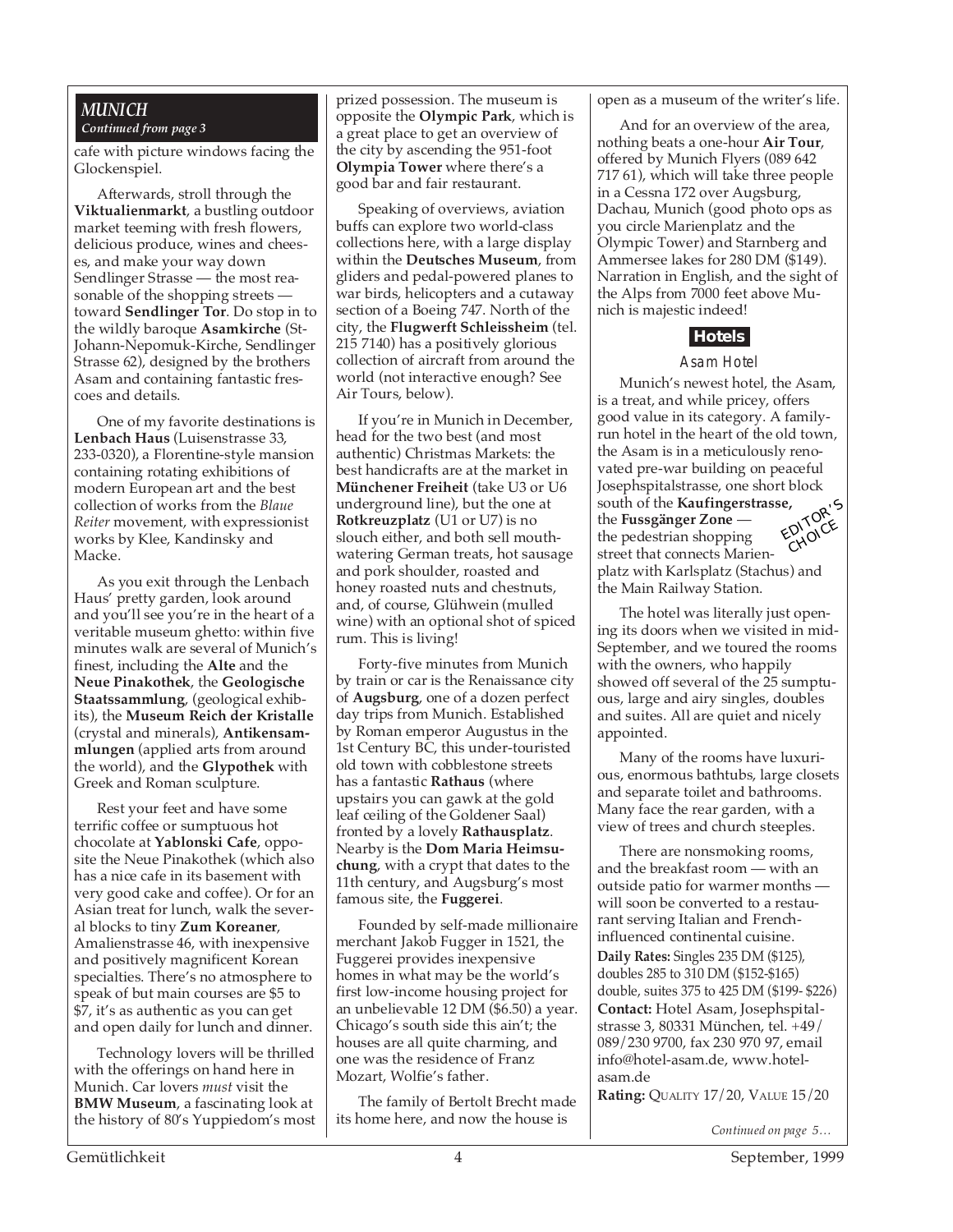## MUNICH

*Continued from page 3*

cafe with picture windows facing the Glockenspiel.

Afterwards, stroll through the **Viktualienmarkt**, a bustling outdoor market teeming with fresh flowers, delicious produce, wines and cheeses, and make your way down Sendlinger Strasse — the most reasonable of the shopping streets — toward **Sendlinger Tor**. Do stop in to the wildly baroque **Asamkirche** (St-Johann-Nepomuk-Kirche, Sendlinger Strasse 62), designed by the brothers Asam and containing fantastic frescoes and details.

One of my favorite destinations is **Lenbach Haus** (Luisenstrasse 33, 233-0320), a Florentine-style mansion containing rotating exhibitions of modern European art and the best collection of works from the *Blaue Reiter* movement, with expressionist works by Klee, Kandinsky and Macke.

As you exit through the Lenbach Haus' pretty garden, look around and you'll see you're in the heart of a veritable museum ghetto: within five minutes walk are several of Munich's finest, including the **Alte** and the **Neue Pinakothek**, the **Geologische Staatssammlung**, (geological exhibits), the **Museum Reich der Kristalle** (crystal and minerals), **Antikensammlungen** (applied arts from around the world), and the **Glypothek** with Greek and Roman sculpture.

Rest your feet and have some terrific coffee or sumptuous hot chocolate at **Yablonski Cafe**, opposite the Neue Pinakothek (which also has a nice cafe in its basement with very good cake and coffee). Or for an Asian treat for lunch, walk the several blocks to tiny **Zum Koreaner**, Amalienstrasse 46, with inexpensive and positively magnificent Korean specialties. There's no atmosphere to speak of but main courses are $5 to $7, it's as authentic as you can get and open daily for lunch and dinner.

Technology lovers will be thrilled with the offerings on hand here in Munich. Car lovers *must* visit the **BMW Museum**, a fascinating look at the history of 80's Yuppiedom's most prized possession. The museum is opposite the **Olympic Park**, which is a great place to get an overview of the city by ascending the 951-foot **Olympia Tower** where there's a good bar and fair restaurant.

Speaking of overviews, aviation buffs can explore two world-class collections here, with a large display within the **Deutsches Museum**, from gliders and pedal-powered planes to war birds, helicopters and a cutaway section of a Boeing 747. North of the city, the **Flugwerft Schleissheim** (tel. 215 7140) has a positively glorious collection of aircraft from around the world (not interactive enough? See Air Tours, below).

If you're in Munich in December, head for the two best (and most authentic) Christmas Markets: the best handicrafts are at the market in **Münchener Freiheit** (take U3 or U6 underground line), but the one at **Rotkreuzplatz** (U1 or U7) is no slouch either, and both sell mouth-watering German treats, hot sausage and pork shoulder, roasted and honey roasted nuts and chestnuts, and, of course, Glühwein (mulled wine) with an optional shot of spiced rum. This is living!

Forty-five minutes from Munich by train or car is the Renaissance city of **Augsburg**, one of a dozen perfect day trips from Munich. Established by Roman emperor Augustus in the 1st Century BC, this under-touristed old town with cobblestone streets has a fantastic **Rathaus** (where upstairs you can gawk at the gold leaf ceiling of the Goldener Saal) fronted by a lovely **Rathausplatz**. Nearby is the **Dom Maria Heimsuchung**, with a crypt that dates to the 11th century, and Augsburg's most famous site, the **Fuggerei**.

Founded by self-made millionaire merchant Jakob Fugger in 1521, the Fuggerei provides inexpensive homes in what may be the world's first low-income housing project for an unbelievable 12 DM ($6.50) a year. Chicago's south side this ain't; the houses are all quite charming, and one was the residence of Franz Mozart, Wolfie's father.

The family of Bertolt Brecht made its home here, and now the house is open as a museum of the writer's life.

And for an overview of the area, nothing beats a one-hour **Air Tour**, offered by Munich Flyers (089 642 717 61), which will take three people in a Cessna 172 over Augsburg, Dachau, Munich (good photo ops as you circle Marienplatz and the Olympic Tower) and Starnberg and Ammersee lakes for 280 DM ($149). Narration in English, and the sight of the Alps from 7000 feet above Munich is majestic indeed!

### Hotels

#### Asam Hotel

EDITOR'S CHOICE

Munich's newest hotel, the Asam, is a treat, and while pricey, offers good value in its category. A family-run hotel in the heart of the old town, the Asam is in a meticulously renovated pre-war building on peaceful Josephspitalstrasse, one short block south of the **Kaufingerstrasse,** the **Fussgänger Zone** — the pedestrian shopping street that connects Marienplatz with Karlsplatz (Stachus) and the Main Railway Station.

The hotel was literally just opening its doors when we visited in mid-September, and we toured the rooms with the owners, who happily showed off several of the 25 sumptuous, large and airy singles, doubles and suites. All are quiet and nicely appointed.

Many of the rooms have luxurious, enormous bathtubs, large closets and separate toilet and bathrooms. Many face the rear garden, with a view of trees and church steeples.

There are nonsmoking rooms, and the breakfast room — with an outside patio for warmer months — will soon be converted to a restaurant serving Italian and French-influenced continental cuisine.

**Daily Rates:** Singles 235 DM ($125), doubles 285 to 310 DM ($152-$165) double, suites 375 to 425 DM ($199- $226)

**Contact:** Hotel Asam, Josephspitalstrasse 3, 80331 München, tel. +49/089/230 9700, fax 230 970 97, email info@hotel-asam.de, www.hotel-asam.de

**Rating:** QUALITY 17/20, VALUE 15/20

*Continued on page 5…*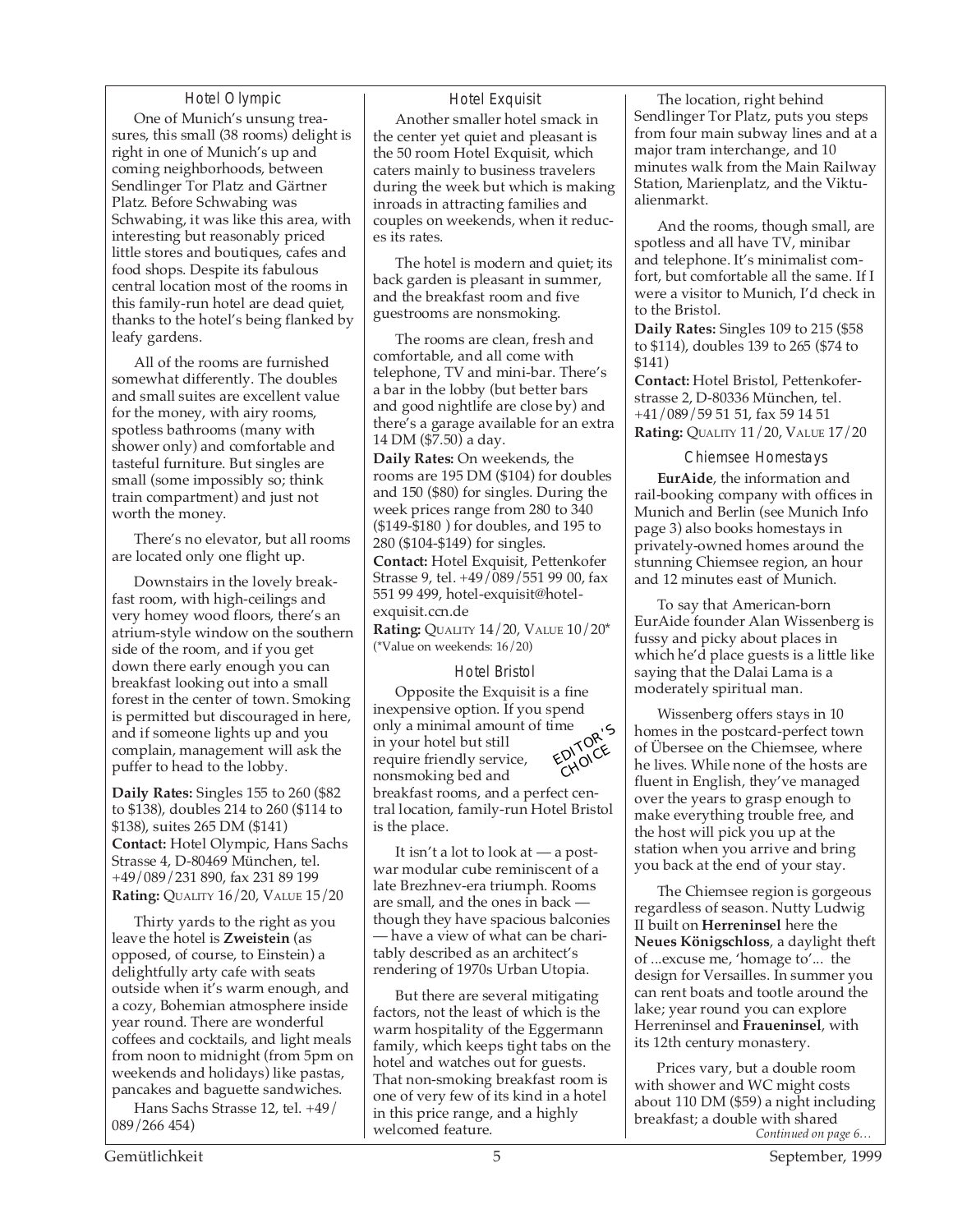### Hotel Olympic

One of Munich's unsung treasures, this small (38 rooms) delight is right in one of Munich's up and coming neighborhoods, between Sendlinger Tor Platz and Gärtner Platz. Before Schwabing was Schwabing, it was like this area, with interesting but reasonably priced little stores and boutiques, cafes and food shops. Despite its fabulous central location most of the rooms in this family-run hotel are dead quiet, thanks to the hotel's being flanked by leafy gardens.

All of the rooms are furnished somewhat differently. The doubles and small suites are excellent value for the money, with airy rooms, spotless bathrooms (many with shower only) and comfortable and tasteful furniture. But singles are small (some impossibly so; think train compartment) and just not worth the money.

There's no elevator, but all rooms are located only one flight up.

Downstairs in the lovely breakfast room, with high-ceilings and very homey wood floors, there's an atrium-style window on the southern side of the room, and if you get down there early enough you can breakfast looking out into a small forest in the center of town. Smoking is permitted but discouraged in here, and if someone lights up and you complain, management will ask the puffer to head to the lobby.

**Daily Rates:** Singles 155 to 260 ($82 to $138), doubles 214 to 260 ($114 to $138), suites 265 DM ($141)
**Contact:** Hotel Olympic, Hans Sachs Strasse 4, D-80469 München, tel. +49/089/231 890, fax 231 89 199
**Rating:** QUALITY 16/20, VALUE 15/20

Thirty yards to the right as you leave the hotel is **Zweistein** (as opposed, of course, to Einstein) a delightfully arty cafe with seats outside when it's warm enough, and a cozy, Bohemian atmosphere inside year round. There are wonderful coffees and cocktails, and light meals from noon to midnight (from 5pm on weekends and holidays) like pastas, pancakes and baguette sandwiches.

Hans Sachs Strasse 12, tel. +49/089/266 454)

### Hotel Exquisit

Another smaller hotel smack in the center yet quiet and pleasant is the 50 room Hotel Exquisit, which caters mainly to business travelers during the week but which is making inroads in attracting families and couples on weekends, when it reduces its rates.

The hotel is modern and quiet; its back garden is pleasant in summer, and the breakfast room and five guestrooms are nonsmoking.

The rooms are clean, fresh and comfortable, and all come with telephone, TV and mini-bar. There's a bar in the lobby (but better bars and good nightlife are close by) and there's a garage available for an extra 14 DM ($7.50) a day.

**Daily Rates:** On weekends, the rooms are 195 DM ($104) for doubles and 150 ($80) for singles. During the week prices range from 280 to 340 ($149-$180 ) for doubles, and 195 to 280 ($104-$149) for singles.
**Contact:** Hotel Exquisit, Pettenkofer Strasse 9, tel. +49/089/551 99 00, fax 551 99 499, hotel-exquisit@hotel-exquisit.ccn.de
**Rating:** QUALITY 14/20, VALUE 10/20*
(*Value on weekends: 16/20)

### Hotel Bristol

EDITOR'S CHOICE

Opposite the Exquisit is a fine inexpensive option. If you spend only a minimal amount of time in your hotel but still require friendly service, nonsmoking bed and breakfast rooms, and a perfect central location, family-run Hotel Bristol is the place.

It isn't a lot to look at — a postwar modular cube reminiscent of a late Brezhnev-era triumph. Rooms are small, and the ones in back — though they have spacious balconies — have a view of what can be charitably described as an architect's rendering of 1970s Urban Utopia.

But there are several mitigating factors, not the least of which is the warm hospitality of the Eggermann family, which keeps tight tabs on the hotel and watches out for guests. That non-smoking breakfast room is one of very few of its kind in a hotel in this price range, and a highly welcomed feature.

The location, right behind Sendlinger Tor Platz, puts you steps from four main subway lines and at a major tram interchange, and 10 minutes walk from the Main Railway Station, Marienplatz, and the Viktualienmarkt.

And the rooms, though small, are spotless and all have TV, minibar and telephone. It's minimalist comfort, but comfortable all the same. If I were a visitor to Munich, I'd check in to the Bristol.

**Daily Rates:** Singles 109 to 215 ($58 to $114), doubles 139 to 265 ($74 to $141)
**Contact:** Hotel Bristol, Pettenkoferstrasse 2, D-80336 München, tel. +41/089/59 51 51, fax 59 14 51
**Rating:** QUALITY 11/20, VALUE 17/20

### Chiemsee Homestays

**EurAide**, the information and rail-booking company with offices in Munich and Berlin (see Munich Info page 3) also books homestays in privately-owned homes around the stunning Chiemsee region, an hour and 12 minutes east of Munich.

To say that American-born EurAide founder Alan Wissenberg is fussy and picky about places in which he'd place guests is a little like saying that the Dalai Lama is a moderately spiritual man.

Wissenberg offers stays in 10 homes in the postcard-perfect town of Übersee on the Chiemsee, where he lives. While none of the hosts are fluent in English, they've managed over the years to grasp enough to make everything trouble free, and the host will pick you up at the station when you arrive and bring you back at the end of your stay.

The Chiemsee region is gorgeous regardless of season. Nutty Ludwig II built on **Herreninsel** here the **Neues Königschloss**, a daylight theft of ...excuse me, 'homage to'... the design for Versailles. In summer you can rent boats and tootle around the lake; year round you can explore Herreninsel and **Fraueninsel**, with its 12th century monastery.

Prices vary, but a double room with shower and WC might costs about 110 DM ($59) a night including breakfast; a double with shared

*Continued on page 6…*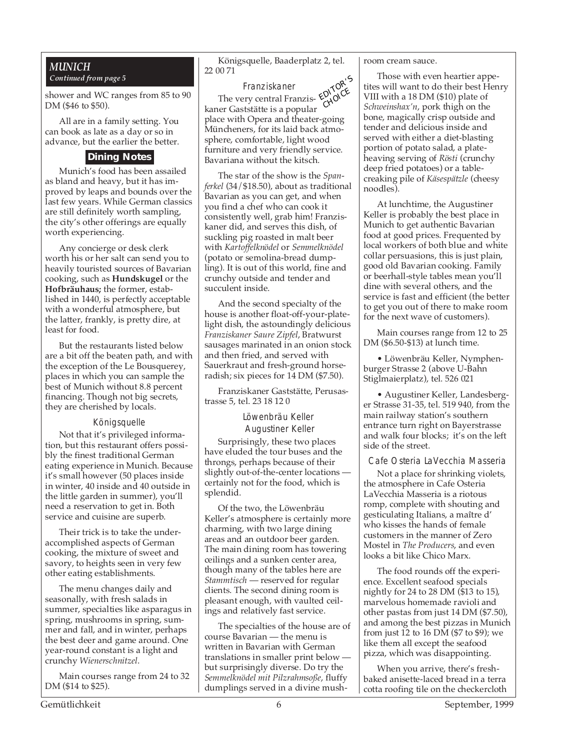## *MUNICH*
*Continued from page 5*

shower and WC ranges from 85 to 90 DM ($46 to $50).

All are in a family setting. You can book as late as a day or so in advance, but the earlier the better.

### Dining Notes

Munich's food has been assailed as bland and heavy, but it has improved by leaps and bounds over the last few years. While German classics are still definitely worth sampling, the city's other offerings are equally worth experiencing.

Any concierge or desk clerk worth his or her salt can send you to heavily touristed sources of Bavarian cooking, such as **Hundskugel** or the **Hofbräuhaus;** the former, established in 1440, is perfectly acceptable with a wonderful atmosphere, but the latter, frankly, is pretty dire, at least for food.

But the restaurants listed below are a bit off the beaten path, and with the exception of the Le Bousquerey, places in which you can sample the best of Munich without 8.8 percent financing. Though not big secrets, they are cherished by locals.

#### Königsquelle

Not that it's privileged information, but this restaurant offers possibly the finest traditional German eating experience in Munich. Because it's small however (50 places inside in winter, 40 inside and 40 outside in the little garden in summer), you'll need a reservation to get in. Both service and cuisine are superb.

Their trick is to take the under-accomplished aspects of German cooking, the mixture of sweet and savory, to heights seen in very few other eating establishments.

The menu changes daily and seasonally, with fresh salads in summer, specialties like asparagus in spring, mushrooms in spring, summer and fall, and in winter, perhaps the best deer and game around. One year-round constant is a light and crunchy *Wienerschnitzel*.

Main courses range from 24 to 32 DM ($14 to $25).

Königsquelle, Baaderplatz 2, tel. 22 00 71

#### Franziskaner

EDITOR'S CHOICE

The very central Franziskaner Gaststätte is a popular place with Opera and theater-going Müncheners, for its laid back atmosphere, comfortable, light wood furniture and very friendly service. Bavariana without the kitsch.

The star of the show is the *Spanferkel* (34/$18.50), about as traditional Bavarian as you can get, and when you find a chef who can cook it consistently well, grab him! Franziskaner did, and serves this dish, of suckling pig roasted in malt beer with *Kartoffelknödel* or *Semmelknödel* (potato or semolina-bread dumpling). It is out of this world, fine and crunchy outside and tender and succulent inside.

And the second specialty of the house is another float-off-your-plate-light dish, the astoundingly delicious *Franziskaner Saure Zipfel*, Bratwurst sausages marinated in an onion stock and then fried, and served with Sauerkraut and fresh-ground horseradish; six pieces for 14 DM ($7.50).

Franziskaner Gaststätte, Perusastrasse 5, tel. 23 18 12 0

#### Löwenbräu Keller
#### Augustiner Keller

Surprisingly, these two places have eluded the tour buses and the throngs, perhaps because of their slightly out-of-the-center locations — certainly not for the food, which is splendid.

Of the two, the Löwenbräu Keller's atmosphere is certainly more charming, with two large dining areas and an outdoor beer garden. The main dining room has towering ceilings and a sunken center area, though many of the tables here are *Stammtisch* — reserved for regular clients. The second dining room is pleasant enough, with vaulted ceilings and relatively fast service.

The specialties of the house are of course Bavarian — the menu is written in Bavarian with German translations in smaller print below — but surprisingly diverse. Do try the *Semmelknödel mit Pilzrahmsoße*, fluffy dumplings served in a divine mushroom cream sauce.

Those with even heartier appetites will want to do their best Henry VIII with a 18 DM ($10) plate of *Schweinshax'n*, pork thigh on the bone, magically crisp outside and tender and delicious inside and served with either a diet-blasting portion of potato salad, a plate-heaving serving of *Rösti* (crunchy deep fried potatoes) or a table-creaking pile of *Käsespätzle* (cheesy noodles).

At lunchtime, the Augustiner Keller is probably the best place in Munich to get authentic Bavarian food at good prices. Frequented by local workers of both blue and white collar persuasions, this is just plain, good old Bavarian cooking. Family or beerhall-style tables mean you'll dine with several others, and the service is fast and efficient (the better to get you out of there to make room for the next wave of customers).

Main courses range from 12 to 25 DM ($6.50-$13) at lunch time.

• Löwenbräu Keller, Nymphenburger Strasse 2 (above U-Bahn Stiglmaierplatz), tel. 526 021

• Augustiner Keller, Landesberger Strasse 31-35, tel. 519 940, from the main railway station's southern entrance turn right on Bayerstrasse and walk four blocks; it's on the left side of the street.

#### Cafe Osteria LaVecchia Masseria

Not a place for shrinking violets, the atmosphere in Cafe Osteria LaVecchia Masseria is a riotous romp, complete with shouting and gesticulating Italians, a maître d' who kisses the hands of female customers in the manner of Zero Mostel in *The Producers*, and even looks a bit like Chico Marx.

The food rounds off the experience. Excellent seafood specials nightly for 24 to 28 DM ($13 to 15), marvelous homemade ravioli and other pastas from just 14 DM ($7.50), and among the best pizzas in Munich from just 12 to 16 DM ($7 to $9); we like them all except the seafood pizza, which was disappointing.

When you arrive, there's fresh-baked anisette-laced bread in a terra cotta roofing tile on the checkercloth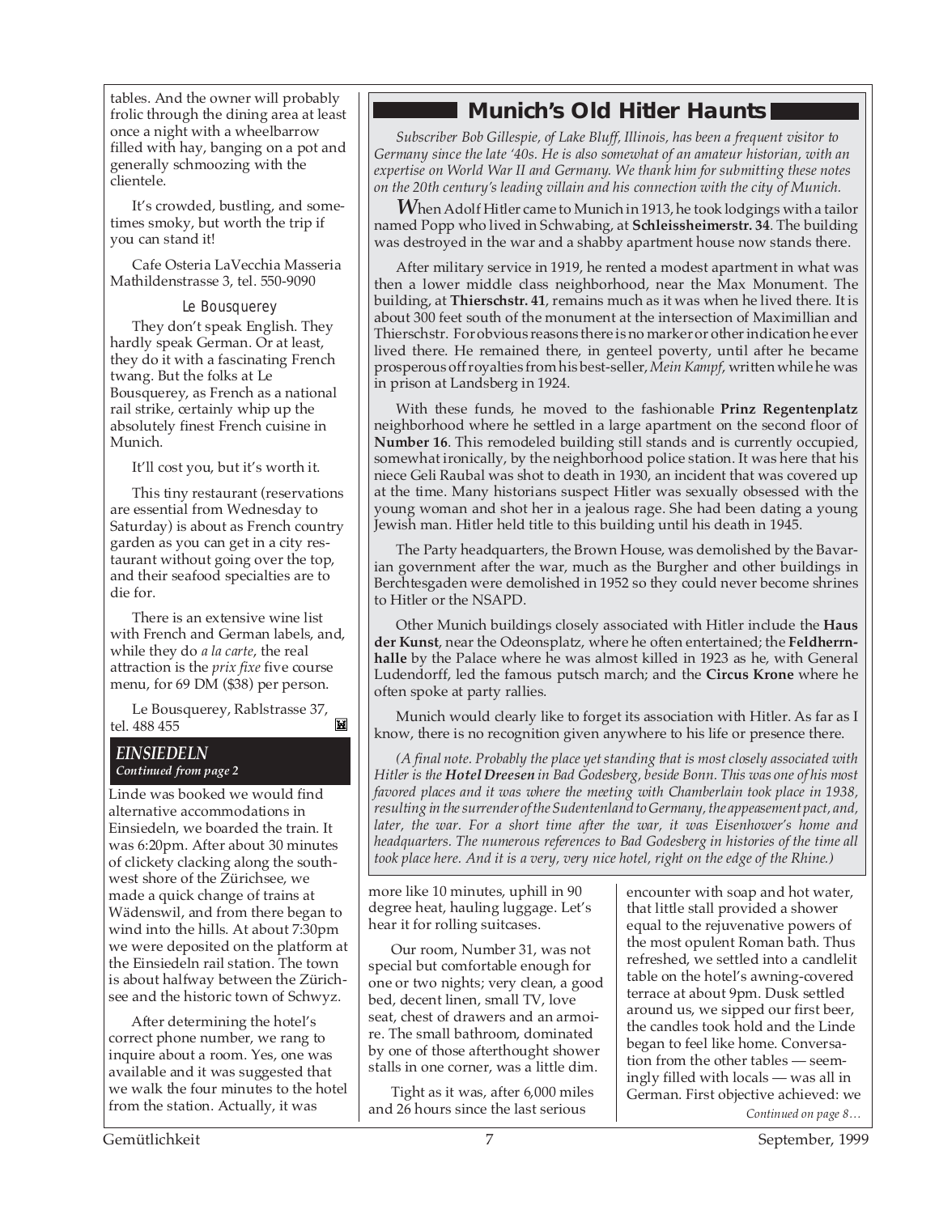tables. And the owner will probably frolic through the dining area at least once a night with a wheelbarrow filled with hay, banging on a pot and generally schmoozing with the clientele.

It's crowded, bustling, and sometimes smoky, but worth the trip if you can stand it!

Cafe Osteria LaVecchia Masseria Mathildenstrasse 3, tel. 550-9090

### Le Bousquerey

They don't speak English. They hardly speak German. Or at least, they do it with a fascinating French twang. But the folks at Le Bousquerey, as French as a national rail strike, certainly whip up the absolutely finest French cuisine in Munich.

It'll cost you, but it's worth it.

This tiny restaurant (reservations are essential from Wednesday to Saturday) is about as French country garden as you can get in a city restaurant without going over the top, and their seafood specialties are to die for.

There is an extensive wine list with French and German labels, and, while they do *a la carte*, the real attraction is the *prix fixe* five course menu, for 69 DM ($38) per person.

Le Bousquerey, Rablstrasse 37, tel. 488 455

## Munich's Old Hitler Haunts

*Subscriber Bob Gillespie, of Lake Bluff, Illinois, has been a frequent visitor to Germany since the late '40s. He is also somewhat of an amateur historian, with an expertise on World War II and Germany. We thank him for submitting these notes on the 20th century's leading villain and his connection with the city of Munich.*

When Adolf Hitler came to Munich in 1913, he took lodgings with a tailor named Popp who lived in Schwabing, at **Schleissheimerstr. 34**. The building was destroyed in the war and a shabby apartment house now stands there.

After military service in 1919, he rented a modest apartment in what was then a lower middle class neighborhood, near the Max Monument. The building, at **Thierschstr. 41**, remains much as it was when he lived there. It is about 300 feet south of the monument at the intersection of Maximillian and Thierschstr. For obvious reasons there is no marker or other indication he ever lived there. He remained there, in genteel poverty, until after he became prosperous off royalties from his best-seller, *Mein Kampf*, written while he was in prison at Landsberg in 1924.

With these funds, he moved to the fashionable **Prinz Regentenplatz** neighborhood where he settled in a large apartment on the second floor of **Number 16**. This remodeled building still stands and is currently occupied, somewhat ironically, by the neighborhood police station. It was here that his niece Geli Raubal was shot to death in 1930, an incident that was covered up at the time. Many historians suspect Hitler was sexually obsessed with the young woman and shot her in a jealous rage. She had been dating a young Jewish man. Hitler held title to this building until his death in 1945.

The Party headquarters, the Brown House, was demolished by the Bavarian government after the war, much as the Burgher and other buildings in Berchtesgaden were demolished in 1952 so they could never become shrines to Hitler or the NSAPD.

Other Munich buildings closely associated with Hitler include the **Haus der Kunst**, near the Odeonsplatz, where he often entertained; the **Feldherrnhalle** by the Palace where he was almost killed in 1923 as he, with General Ludendorff, led the famous putsch march; and the **Circus Krone** where he often spoke at party rallies.

Munich would clearly like to forget its association with Hitler. As far as I know, there is no recognition given anywhere to his life or presence there.

*(A final note. Probably the place yet standing that is most closely associated with Hitler is the **Hotel Dreesen** in Bad Godesberg, beside Bonn. This was one of his most favored places and it was where the meeting with Chamberlain took place in 1938, resulting in the surrender of the Sudentenland to Germany, the appeasement pact, and, later, the war. For a short time after the war, it was Eisenhower's home and headquarters. The numerous references to Bad Godesberg in histories of the time all took place here. And it is a very, very nice hotel, right on the edge of the Rhine.)*

***EINSIEDELN***
*Continued from page 2*

Linde was booked we would find alternative accommodations in Einsiedeln, we boarded the train. It was 6:20pm. After about 30 minutes of clickety clacking along the southwest shore of the Zürichsee, we made a quick change of trains at Wädenswil, and from there began to wind into the hills. At about 7:30pm we were deposited on the platform at the Einsiedeln rail station. The town is about halfway between the Zürichsee and the historic town of Schwyz.

After determining the hotel's correct phone number, we rang to inquire about a room. Yes, one was available and it was suggested that we walk the four minutes to the hotel from the station. Actually, it was more like 10 minutes, uphill in 90 degree heat, hauling luggage. Let's hear it for rolling suitcases.

Our room, Number 31, was not special but comfortable enough for one or two nights; very clean, a good bed, decent linen, small TV, love seat, chest of drawers and an armoire. The small bathroom, dominated by one of those afterthought shower stalls in one corner, was a little dim.

Tight as it was, after 6,000 miles and 26 hours since the last serious encounter with soap and hot water, that little stall provided a shower equal to the rejuvenative powers of the most opulent Roman bath. Thus refreshed, we settled into a candlelit table on the hotel's awning-covered terrace at about 9pm. Dusk settled around us, we sipped our first beer, the candles took hold and the Linde began to feel like home. Conversation from the other tables — seemingly filled with locals — was all in German. First objective achieved: we

*Continued on page 8…*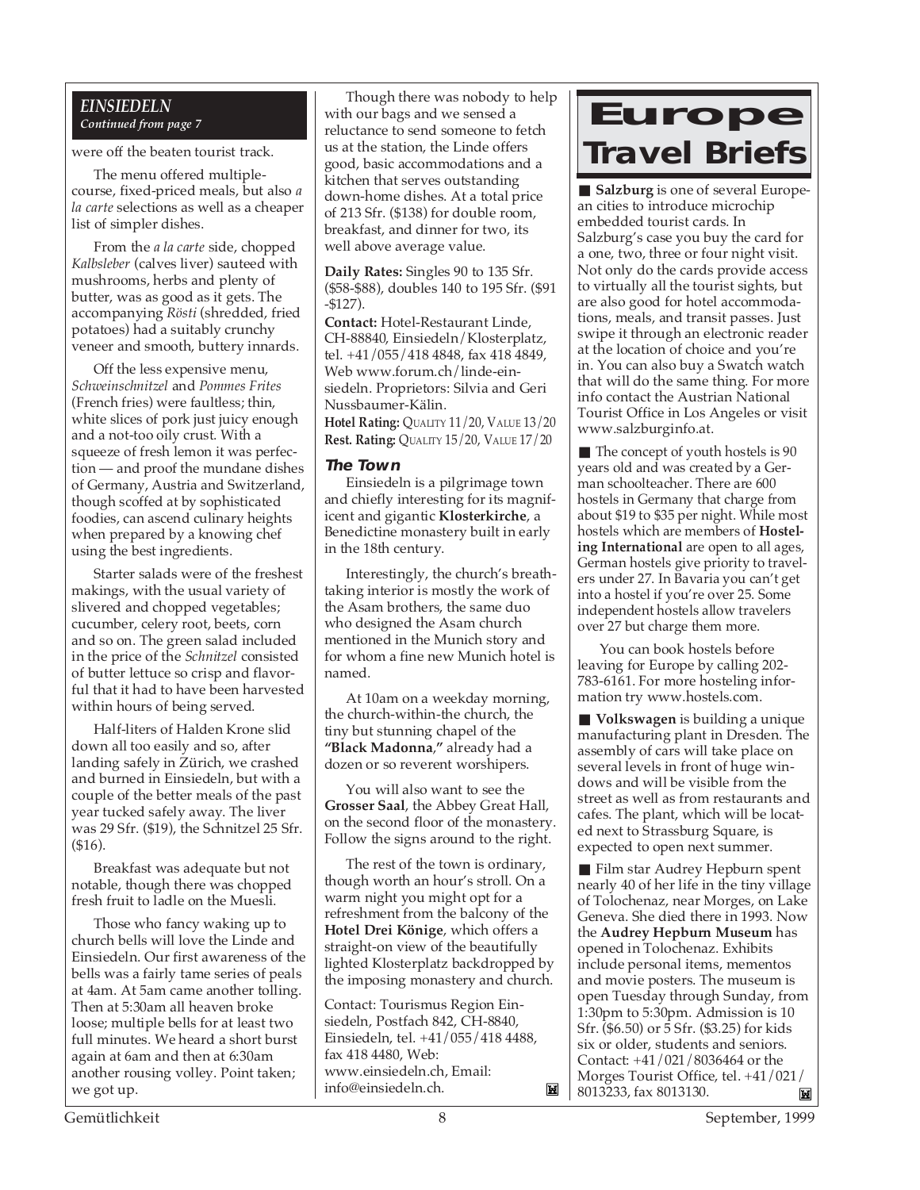### *EINSIEDELN*

*Continued from page 7*

were off the beaten tourist track.

The menu offered multiple-course, fixed-priced meals, but also *a la carte* selections as well as a cheaper list of simpler dishes.

From the *a la carte* side, chopped *Kalbsleber* (calves liver) sauteed with mushrooms, herbs and plenty of butter, was as good as it gets. The accompanying *Rösti* (shredded, fried potatoes) had a suitably crunchy veneer and smooth, buttery innards.

Off the less expensive menu, *Schweinschnitzel* and *Pommes Frites* (French fries) were faultless; thin, white slices of pork just juicy enough and a not-too oily crust. With a squeeze of fresh lemon it was perfection — and proof the mundane dishes of Germany, Austria and Switzerland, though scoffed at by sophisticated foodies, can ascend culinary heights when prepared by a knowing chef using the best ingredients.

Starter salads were of the freshest makings, with the usual variety of slivered and chopped vegetables; cucumber, celery root, beets, corn and so on. The green salad included in the price of the *Schnitzel* consisted of butter lettuce so crisp and flavorful that it had to have been harvested within hours of being served.

Half-liters of Halden Krone slid down all too easily and so, after landing safely in Zürich, we crashed and burned in Einsiedeln, but with a couple of the better meals of the past year tucked safely away. The liver was 29 Sfr. ($19), the Schnitzel 25 Sfr. ($16).

Breakfast was adequate but not notable, though there was chopped fresh fruit to ladle on the Muesli.

Those who fancy waking up to church bells will love the Linde and Einsiedeln. Our first awareness of the bells was a fairly tame series of peals at 4am. At 5am came another tolling. Then at 5:30am all heaven broke loose; multiple bells for at least two full minutes. We heard a short burst again at 6am and then at 6:30am another rousing volley. Point taken; we got up.

Though there was nobody to help with our bags and we sensed a reluctance to send someone to fetch us at the station, the Linde offers good, basic accommodations and a kitchen that serves outstanding down-home dishes. At a total price of 213 Sfr. ($138) for double room, breakfast, and dinner for two, its well above average value.

**Daily Rates:** Singles 90 to 135 Sfr. ($58-$88), doubles 140 to 195 Sfr. ($91 -$127).

**Contact:** Hotel-Restaurant Linde, CH-88840, Einsiedeln/Klosterplatz, tel. +41/055/418 4848, fax 418 4849, Web www.forum.ch/linde-einsiedeln. Proprietors: Silvia and Geri Nussbaumer-Kälin.

**Hotel Rating:** Quality 11/20, Value 13/20
**Rest. Rating:** Quality 15/20, Value 17/20

#### The Town

Einsiedeln is a pilgrimage town and chiefly interesting for its magnificent and gigantic **Klosterkirche**, a Benedictine monastery built in early in the 18th century.

Interestingly, the church's breathtaking interior is mostly the work of the Asam brothers, the same duo who designed the Asam church mentioned in the Munich story and for whom a fine new Munich hotel is named.

At 10am on a weekday morning, the church-within-the church, the tiny but stunning chapel of the **"Black Madonna,"** already had a dozen or so reverent worshipers.

You will also want to see the **Grosser Saal**, the Abbey Great Hall, on the second floor of the monastery. Follow the signs around to the right.

The rest of the town is ordinary, though worth an hour's stroll. On a warm night you might opt for a refreshment from the balcony of the **Hotel Drei Könige**, which offers a straight-on view of the beautifully lighted Klosterplatz backdropped by the imposing monastery and church.

Contact: Tourismus Region Einsiedeln, Postfach 842, CH-8840, Einsiedeln, tel. +41/055/418 4488, fax 418 4480, Web: www.einsiedeln.ch, Email: info@einsiedeln.ch.

# Europe Travel Briefs

■ **Salzburg** is one of several European cities to introduce microchip embedded tourist cards. In Salzburg's case you buy the card for a one, two, three or four night visit. Not only do the cards provide access to virtually all the tourist sights, but are also good for hotel accommodations, meals, and transit passes. Just swipe it through an electronic reader at the location of choice and you're in. You can also buy a Swatch watch that will do the same thing. For more info contact the Austrian National Tourist Office in Los Angeles or visit www.salzburginfo.at.

■ The concept of youth hostels is 90 years old and was created by a German schoolteacher. There are 600 hostels in Germany that charge from about $19 to $35 per night. While most hostels which are members of **Hosteling International** are open to all ages, German hostels give priority to travelers under 27. In Bavaria you can't get into a hostel if you're over 25. Some independent hostels allow travelers over 27 but charge them more.

You can book hostels before leaving for Europe by calling 202-783-6161. For more hosteling information try www.hostels.com.

■ **Volkswagen** is building a unique manufacturing plant in Dresden. The assembly of cars will take place on several levels in front of huge windows and will be visible from the street as well as from restaurants and cafes. The plant, which will be located next to Strassburg Square, is expected to open next summer.

■ Film star Audrey Hepburn spent nearly 40 of her life in the tiny village of Tolochenaz, near Morges, on Lake Geneva. She died there in 1993. Now the **Audrey Hepburn Museum** has opened in Tolochenaz. Exhibits include personal items, mementos and movie posters. The museum is open Tuesday through Sunday, from 1:30pm to 5:30pm. Admission is 10 Sfr. ($6.50) or 5 Sfr. ($3.25) for kids six or older, students and seniors. Contact: +41/021/8036464 or the Morges Tourist Office, tel. +41/021/8013233, fax 8013130.